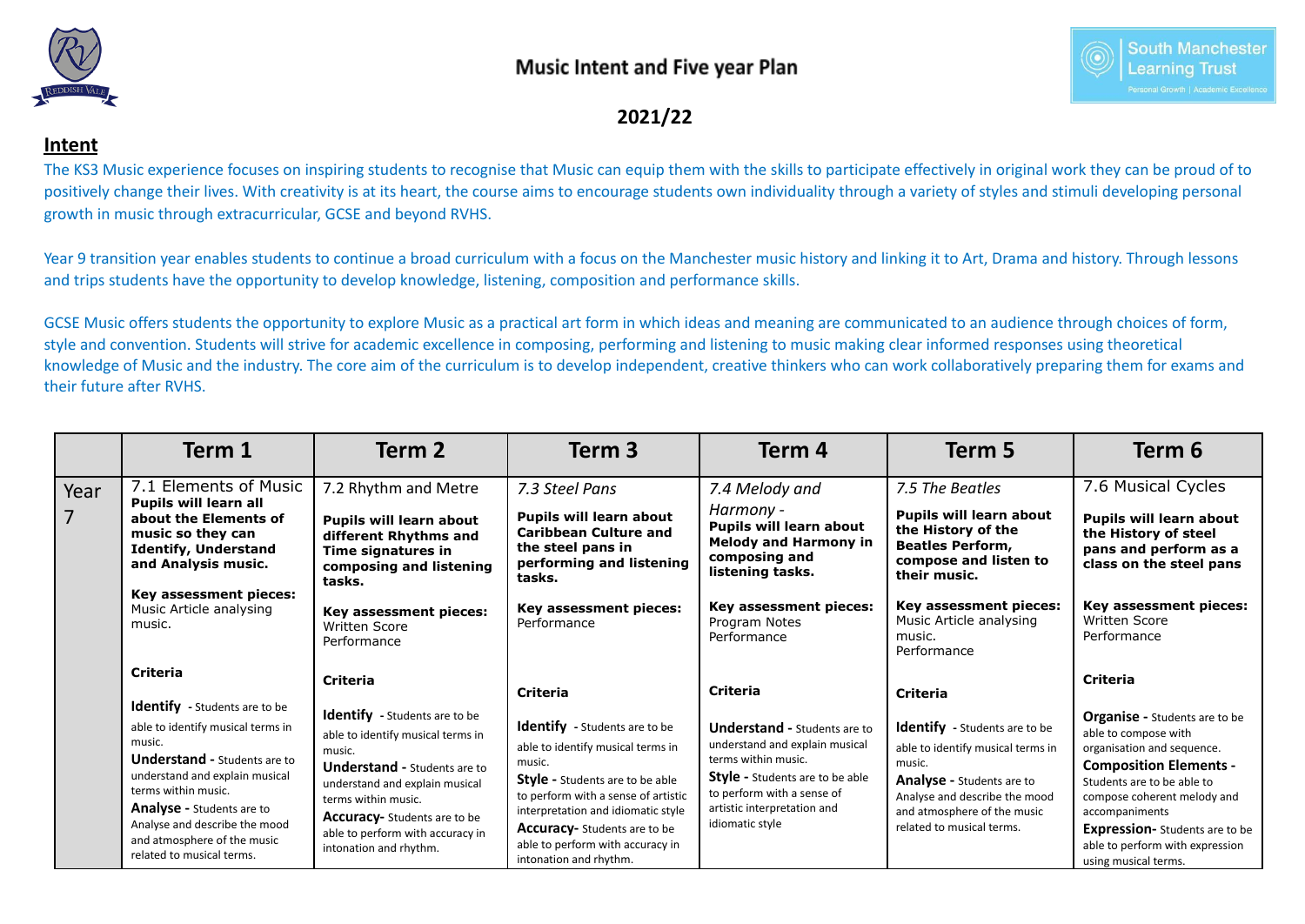# Music Intent and Five year Plan

## 2021/22

## Intent

The KS3 Music experience focuses on inspiring students to recognise that Music can equip them with the skills to participate effectively in original work they can be proud of to positively change their lives. With creativity is at its heart, the course aims to encourage students own individuality through a variety of styles and stimuli developing personal growth in music through extracurricular, GCSE and beyond RVHS.

Year 9 transition year enables students to continue a broad curriculum with a focus on the Manchester music history and linking it to Art, Drama and history. Through lessons and trips students have the opportunity to develop knowledge, listening, composition and performance skills.

GCSE Music offers students the opportunity to explore Music as a practical art form in which ideas and meaning are communicated to an audience through choices of form, style and convention. Students will strive for academic excellence in composing, performing and listening to music making clear informed responses using theoretical knowledge of Music and the industry. The core aim of the curriculum is to develop independent, creative thinkers who can work collaboratively preparing them for exams and their future after RVHS.

| | Term 1 | Term 2 | Term 3 | Term 4 | Term 5 | Term 6 |
|---|---|---|---|---|---|---|
| Year 7 | 7.1 Elements of Music<br>**Pupils will learn all about the Elements of music so they can Identify, Understand and Analysis music.**<br><br>**Key assessment pieces:**<br>Music Article analysing music.<br><br>**Criteria**<br><br>**Identify** - Students are to be able to identify musical terms in music.<br>**Understand -** Students are to understand and explain musical terms within music.<br>**Analyse -** Students are to Analyse and describe the mood and atmosphere of the music related to musical terms. | 7.2 Rhythm and Metre<br><br>**Pupils will learn about different Rhythms and Time signatures in composing and listening tasks.**<br><br>**Key assessment pieces:**<br>Written Score<br>Performance<br><br>**Criteria**<br><br>**Identify** - Students are to be able to identify musical terms in music.<br>**Understand -** Students are to understand and explain musical terms within music.<br>**Accuracy-** Students are to be able to perform with accuracy in intonation and rhythm. | *7.3 Steel Pans*<br><br>**Pupils will learn about Caribbean Culture and the steel pans in performing and listening tasks.**<br><br>**Key assessment pieces:**<br>Performance<br><br>**Criteria**<br><br>**Identify** - Students are to be able to identify musical terms in music.<br>**Style -** Students are to be able to perform with a sense of artistic interpretation and idiomatic style<br>**Accuracy-** Students are to be able to perform with accuracy in intonation and rhythm. | *7.4 Melody and Harmony -*<br>**Pupils will learn about Melody and Harmony in composing and listening tasks.**<br><br>**Key assessment pieces:**<br>Program Notes<br>Performance<br><br>**Criteria**<br><br>**Understand -** Students are to understand and explain musical terms within music.<br>**Style -** Students are to be able to perform with a sense of artistic interpretation and idiomatic style | *7.5 The Beatles*<br><br>**Pupils will learn about the History of the Beatles Perform, compose and listen to their music.**<br><br>**Key assessment pieces:**<br>Music Article analysing music.<br>Performance<br><br>**Criteria**<br><br>**Identify** - Students are to be able to identify musical terms in music.<br>**Analyse -** Students are to Analyse and describe the mood and atmosphere of the music related to musical terms. | 7.6 Musical Cycles<br><br>**Pupils will learn about the History of steel pans and perform as a class on the steel pans**<br><br>**Key assessment pieces:**<br>Written Score<br>Performance<br><br>**Criteria**<br><br>**Organise -** Students are to be able to compose with organisation and sequence.<br>**Composition Elements -** Students are to be able to compose coherent melody and accompaniments<br>**Expression-** Students are to be able to perform with expression using musical terms. |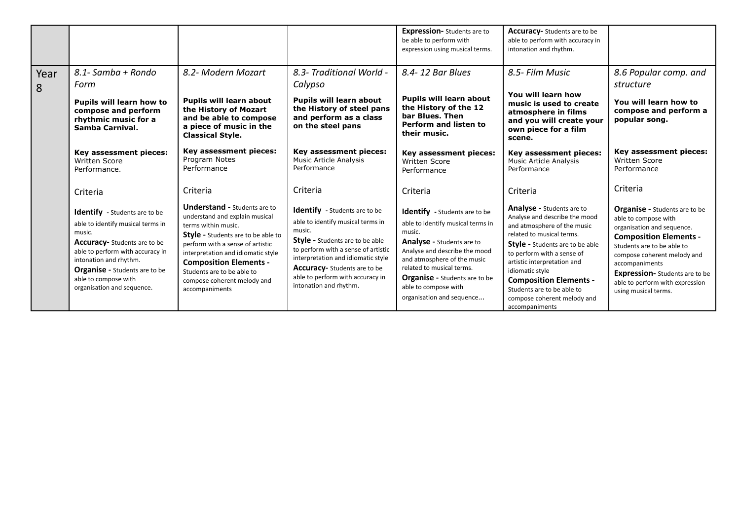| | | | | | | |
|---|---|---|---|---|---|---|
| | | | | **Expression-** Students are to be able to perform with expression using musical terms. | **Accuracy-** Students are to be able to perform with accuracy in intonation and rhythm. | |
| Year 8 | *8.1- Samba + Rondo Form*<br><br>**Pupils will learn how to compose and perform rhythmic music for a Samba Carnival.**<br><br>**Key assessment pieces:**<br>Written Score<br>Performance.<br><br>Criteria<br><br>**Identify -** Students are to be able to identify musical terms in music.<br>**Accuracy-** Students are to be able to perform with accuracy in intonation and rhythm.<br>**Organise -** Students are to be able to compose with organisation and sequence. | *8.2- Modern Mozart*<br><br>**Pupils will learn about the History of Mozart and be able to compose a piece of music in the Classical Style.**<br><br>**Key assessment pieces:**<br>Program Notes<br>Performance<br><br>Criteria<br><br>**Understand -** Students are to understand and explain musical terms within music.<br>**Style -** Students are to be able to perform with a sense of artistic interpretation and idiomatic style<br>**Composition Elements -** Students are to be able to compose coherent melody and accompaniments | *8.3- Traditional World - Calypso*<br><br>**Pupils will learn about the History of steel pans and perform as a class on the steel pans**<br><br>**Key assessment pieces:**<br>Music Article Analysis<br>Performance<br><br>Criteria<br><br>**Identify -** Students are to be able to identify musical terms in music.<br>**Style -** Students are to be able to perform with a sense of artistic interpretation and idiomatic style<br>**Accuracy-** Students are to be able to perform with accuracy in intonation and rhythm. | *8.4- 12 Bar Blues*<br><br>**Pupils will learn about the History of the 12 bar Blues. Then Perform and listen to their music.**<br><br>**Key assessment pieces:**<br>Written Score<br>Performance<br><br>Criteria<br><br>**Identify -** Students are to be able to identify musical terms in music.<br>**Analyse -** Students are to Analyse and describe the mood and atmosphere of the music related to musical terms.<br>**Organise -** Students are to be able to compose with organisation and sequence... | *8.5- Film Music*<br><br>**You will learn how music is used to create atmosphere in films and you will create your own piece for a film scene.**<br><br>**Key assessment pieces:**<br>Music Article Analysis<br>Performance<br><br>Criteria<br><br>**Analyse -** Students are to Analyse and describe the mood and atmosphere of the music related to musical terms.<br>**Style -** Students are to be able to perform with a sense of artistic interpretation and idiomatic style<br>**Composition Elements -** Students are to be able to compose coherent melody and accompaniments | *8.6 Popular comp. and structure*<br><br>**You will learn how to compose and perform a popular song.**<br><br>**Key assessment pieces:**<br>Written Score<br>Performance<br><br>Criteria<br><br>**Organise -** Students are to be able to compose with organisation and sequence.<br>**Composition Elements -** Students are to be able to compose coherent melody and accompaniments<br>**Expression-** Students are to be able to perform with expression using musical terms. |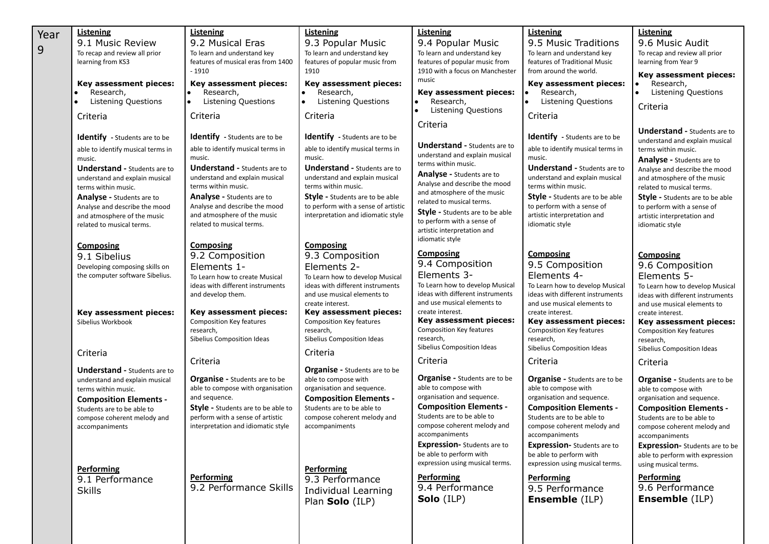| Year 9 | 9.1 | 9.2 | 9.3 | 9.4 | 9.5 | 9.6 |
|---|---|---|---|---|---|---|
| | **Listening**<br>9.1 Music Review<br>To recap and review all prior learning from KS3<br><br>**Key assessment pieces:**<br>• Research,<br>• Listening Questions<br><br>Criteria<br><br>**Identify** - Students are to be able to identify musical terms in music.<br>**Understand -** Students are to understand and explain musical terms within music.<br>**Analyse -** Students are to Analyse and describe the mood and atmosphere of the music related to musical terms. | **Listening**<br>9.2 Musical Eras<br>To learn and understand key features of musical eras from 1400 - 1910<br><br>**Key assessment pieces:**<br>• Research,<br>• Listening Questions<br><br>Criteria<br><br>**Identify** - Students are to be able to identify musical terms in music.<br>**Understand -** Students are to understand and explain musical terms within music.<br>**Analyse -** Students are to Analyse and describe the mood and atmosphere of the music related to musical terms. | **Listening**<br>9.3 Popular Music<br>To learn and understand key features of popular music from 1910<br><br>**Key assessment pieces:**<br>• Research,<br>• Listening Questions<br><br>Criteria<br><br>**Identify** - Students are to be able to identify musical terms in music.<br>**Understand -** Students are to understand and explain musical terms within music.<br>**Style -** Students are to be able to perform with a sense of artistic interpretation and idiomatic style | **Listening**<br>9.4 Popular Music<br>To learn and understand key features of popular music from 1910 with a focus on Manchester music<br><br>**Key assessment pieces:**<br>• Research,<br>• Listening Questions<br><br>Criteria<br><br>**Understand -** Students are to understand and explain musical terms within music.<br>**Analyse -** Students are to Analyse and describe the mood and atmosphere of the music related to musical terms.<br>**Style -** Students are to be able to perform with a sense of artistic interpretation and idiomatic style | **Listening**<br>9.5 Music Traditions<br>To learn and understand key features of Traditional Music from around the world.<br><br>**Key assessment pieces:**<br>• Research,<br>• Listening Questions<br><br>Criteria<br><br>**Identify** - Students are to be able to identify musical terms in music.<br>**Understand -** Students are to understand and explain musical terms within music.<br>**Style -** Students are to be able to perform with a sense of artistic interpretation and idiomatic style | **Listening**<br>9.6 Music Audit<br>To recap and review all prior learning from Year 9<br><br>**Key assessment pieces:**<br>• Research,<br>• Listening Questions<br><br>Criteria<br><br>**Understand -** Students are to understand and explain musical terms within music.<br>**Analyse -** Students are to Analyse and describe the mood and atmosphere of the music related to musical terms.<br>**Style -** Students are to be able to perform with a sense of artistic interpretation and idiomatic style |
| | **Composing**<br>9.1 Sibelius<br>Developing composing skills on the computer software Sibelius.<br><br>**Key assessment pieces:**<br>Sibelius Workbook<br><br>Criteria<br><br>**Understand -** Students are to understand and explain musical terms within music.<br>**Composition Elements -** Students are to be able to compose coherent melody and accompaniments | **Composing**<br>9.2 Composition Elements 1-<br>To Learn how to create Musical ideas with different instruments and develop them.<br><br>**Key assessment pieces:**<br>Composition Key features research,<br>Sibelius Composition Ideas<br><br>Criteria<br><br>**Organise -** Students are to be able to compose with organisation and sequence.<br>**Style -** Students are to be able to perform with a sense of artistic interpretation and idiomatic style | **Composing**<br>9.3 Composition Elements 2-<br>To Learn how to develop Musical ideas with different instruments and use musical elements to create interest.<br>**Key assessment pieces:**<br>Composition Key features research,<br>Sibelius Composition Ideas<br><br>Criteria<br><br>**Organise -** Students are to be able to compose with organisation and sequence.<br>**Composition Elements -** Students are to be able to compose coherent melody and accompaniments | **Composing**<br>9.4 Composition Elements 3-<br>To Learn how to develop Musical ideas with different instruments and use musical elements to create interest.<br>**Key assessment pieces:**<br>Composition Key features research,<br>Sibelius Composition Ideas<br><br>Criteria<br><br>**Organise -** Students are to be able to compose with organisation and sequence.<br>**Composition Elements -** Students are to be able to compose coherent melody and accompaniments<br>**Expression-** Students are to be able to perform with expression using musical terms. | **Composing**<br>9.5 Composition Elements 4-<br>To Learn how to develop Musical ideas with different instruments and use musical elements to create interest.<br>**Key assessment pieces:**<br>Composition Key features research,<br>Sibelius Composition Ideas<br><br>Criteria<br><br>**Organise -** Students are to be able to compose with organisation and sequence.<br>**Composition Elements -** Students are to be able to compose coherent melody and accompaniments<br>**Expression-** Students are to be able to perform with expression using musical terms. | **Composing**<br>9.6 Composition Elements 5-<br>To Learn how to develop Musical ideas with different instruments and use musical elements to create interest.<br>**Key assessment pieces:**<br>Composition Key features research,<br>Sibelius Composition Ideas<br><br>Criteria<br><br>**Organise -** Students are to be able to compose with organisation and sequence.<br>**Composition Elements -** Students are to be able to compose coherent melody and accompaniments<br>**Expression-** Students are to be able to perform with expression using musical terms. |
| | **Performing**<br>9.1 Performance Skills | **Performing**<br>9.2 Performance Skills | **Performing**<br>9.3 Performance Individual Learning Plan **Solo** (ILP) | **Performing**<br>9.4 Performance **Solo** (ILP) | **Performing**<br>9.5 Performance **Ensemble** (ILP) | **Performing**<br>9.6 Performance **Ensemble** (ILP) |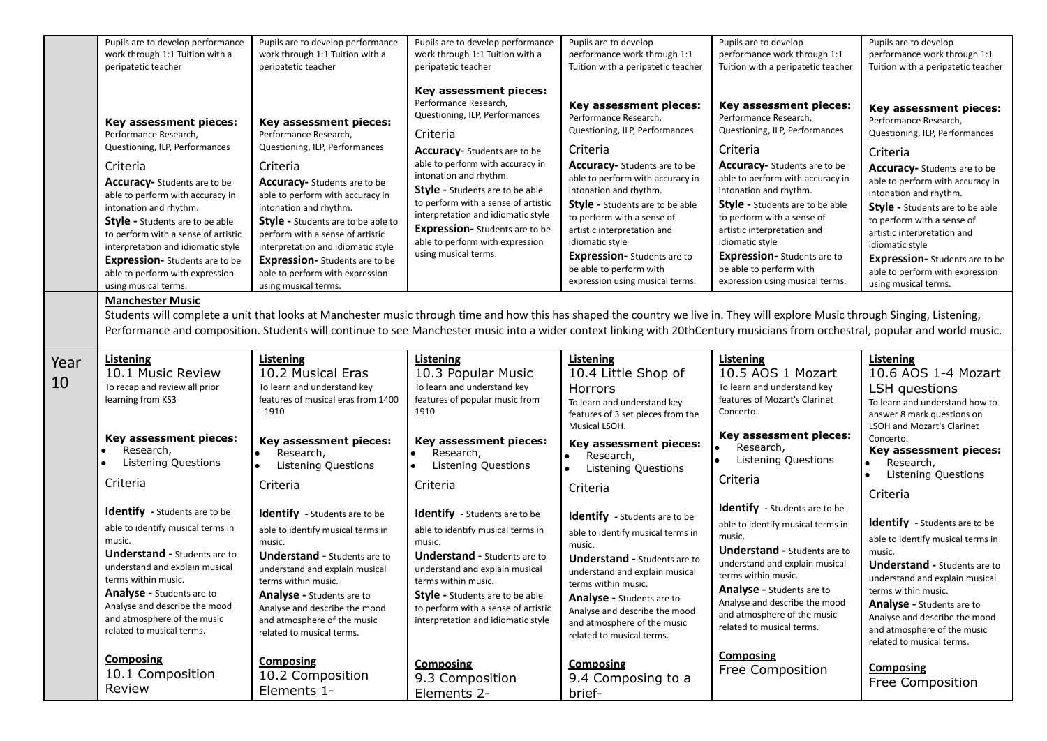| | | | | | | |
|---|---|---|---|---|---|---|
| | Pupils are to develop performance work through 1:1 Tuition with a peripatetic teacher<br><br>**Key assessment pieces:**<br>Performance Research, Questioning, ILP, Performances<br><br>Criteria<br>**Accuracy-** Students are to be able to perform with accuracy in intonation and rhythm.<br>**Style -** Students are to be able to perform with a sense of artistic interpretation and idiomatic style<br>**Expression-** Students are to be able to perform with expression using musical terms. | Pupils are to develop performance work through 1:1 Tuition with a peripatetic teacher<br><br>**Key assessment pieces:**<br>Performance Research, Questioning, ILP, Performances<br><br>Criteria<br>**Accuracy-** Students are to be able to perform with accuracy in intonation and rhythm.<br>**Style -** Students are to be able to perform with a sense of artistic interpretation and idiomatic style<br>**Expression-** Students are to be able to perform with expression using musical terms. | Pupils are to develop performance work through 1:1 Tuition with a peripatetic teacher<br><br>**Key assessment pieces:**<br>Performance Research, Questioning, ILP, Performances<br><br>Criteria<br>**Accuracy-** Students are to be able to perform with accuracy in intonation and rhythm.<br>**Style -** Students are to be able to perform with a sense of artistic interpretation and idiomatic style<br>**Expression-** Students are to be able to perform with expression using musical terms. | Pupils are to develop performance work through 1:1 Tuition with a peripatetic teacher<br><br>**Key assessment pieces:**<br>Performance Research, Questioning, ILP, Performances<br><br>Criteria<br>**Accuracy-** Students are to be able to perform with accuracy in intonation and rhythm.<br>**Style -** Students are to be able to perform with a sense of artistic interpretation and idiomatic style<br>**Expression-** Students are to be able to perform with expression using musical terms. | Pupils are to develop performance work through 1:1 Tuition with a peripatetic teacher<br><br>**Key assessment pieces:**<br>Performance Research, Questioning, ILP, Performances<br><br>Criteria<br>**Accuracy-** Students are to be able to perform with accuracy in intonation and rhythm.<br>**Style -** Students are to be able to perform with a sense of artistic interpretation and idiomatic style<br>**Expression-** Students are to be able to perform with expression using musical terms. | Pupils are to develop performance work through 1:1 Tuition with a peripatetic teacher<br><br>**Key assessment pieces:**<br>Performance Research, Questioning, ILP, Performances<br><br>Criteria<br>**Accuracy-** Students are to be able to perform with accuracy in intonation and rhythm.<br>**Style -** Students are to be able to perform with a sense of artistic interpretation and idiomatic style<br>**Expression-** Students are to be able to perform with expression using musical terms. |
| | **Manchester Music**<br>Students will complete a unit that looks at Manchester music through time and how this has shaped the country we live in. They will explore Music through Singing, Listening, Performance and composition. Students will continue to see Manchester music into a wider context linking with 20thCentury musicians from orchestral, popular and world music. | | | | | |
| Year 10 | **Listening**<br>10.1 Music Review<br>To recap and review all prior learning from KS3<br><br>**Key assessment pieces:**<br>• Research,<br>• Listening Questions<br><br>Criteria<br><br>**Identify** - Students are to be able to identify musical terms in music.<br>**Understand -** Students are to understand and explain musical terms within music.<br>**Analyse -** Students are to Analyse and describe the mood and atmosphere of the music related to musical terms.<br><br>**Composing**<br>10.1 Composition Review | **Listening**<br>10.2 Musical Eras<br>To learn and understand key features of musical eras from 1400 - 1910<br><br>**Key assessment pieces:**<br>• Research,<br>• Listening Questions<br><br>Criteria<br><br>**Identify** - Students are to be able to identify musical terms in music.<br>**Understand -** Students are to understand and explain musical terms within music.<br>**Analyse -** Students are to Analyse and describe the mood and atmosphere of the music related to musical terms.<br><br>**Composing**<br>10.2 Composition Elements 1- | **Listening**<br>10.3 Popular Music<br>To learn and understand key features of popular music from 1910<br><br>**Key assessment pieces:**<br>• Research,<br>• Listening Questions<br><br>Criteria<br><br>**Identify** - Students are to be able to identify musical terms in music.<br>**Understand -** Students are to understand and explain musical terms within music.<br>**Style -** Students are to be able to perform with a sense of artistic interpretation and idiomatic style<br><br>**Composing**<br>9.3 Composition Elements 2- | **Listening**<br>10.4 Little Shop of Horrors<br>To learn and understand key features of 3 set pieces from the Musical LSOH.<br><br>**Key assessment pieces:**<br>• Research,<br>• Listening Questions<br><br>Criteria<br><br>**Identify** - Students are to be able to identify musical terms in music.<br>**Understand -** Students are to understand and explain musical terms within music.<br>**Analyse -** Students are to Analyse and describe the mood and atmosphere of the music related to musical terms.<br><br>**Composing**<br>9.4 Composing to a brief- | **Listening**<br>10.5 AOS 1 Mozart<br>To learn and understand key features of Mozart's Clarinet Concerto.<br><br>**Key assessment pieces:**<br>• Research,<br>• Listening Questions<br><br>Criteria<br><br>**Identify** - Students are to be able to identify musical terms in music.<br>**Understand -** Students are to understand and explain musical terms within music.<br>**Analyse -** Students are to Analyse and describe the mood and atmosphere of the music related to musical terms.<br><br>**Composing**<br>Free Composition | **Listening**<br>10.6 AOS 1-4 Mozart LSH questions<br>To learn and understand how to answer 8 mark questions on LSOH and Mozart's Clarinet Concerto.<br><br>**Key assessment pieces:**<br>• Research,<br>• Listening Questions<br><br>Criteria<br><br>**Identify** - Students are to be able to identify musical terms in music.<br>**Understand -** Students are to understand and explain musical terms within music.<br>**Analyse -** Students are to Analyse and describe the mood and atmosphere of the music related to musical terms.<br><br>**Composing**<br>Free Composition |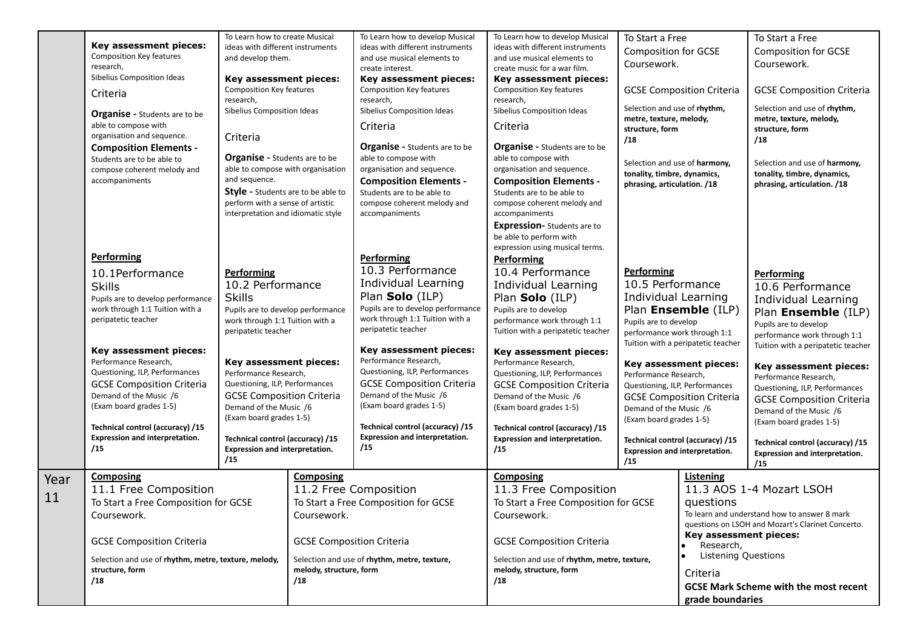| | | | | | | |
|---|---|---|---|---|---|---|
| | **Key assessment pieces:** Composition Key features research, Sibelius Composition Ideas<br><br>Criteria<br><br>**Organise -** Students are to be able to compose with organisation and sequence.<br>**Composition Elements -** Students are to be able to compose coherent melody and accompaniments<br><br>**Performing**<br><br>10.1Performance Skills<br>Pupils are to develop performance work through 1:1 Tuition with a peripatetic teacher<br><br>**Key assessment pieces:**<br>Performance Research, Questioning, ILP, Performances<br>GCSE Composition Criteria<br>Demand of the Music /6<br>(Exam board grades 1-5)<br><br>**Technical control (accuracy) /15**<br>**Expression and interpretation. /15** | To Learn how to create Musical ideas with different instruments and develop them.<br><br>**Key assessment pieces:** Composition Key features research, Sibelius Composition Ideas<br><br>Criteria<br><br>**Organise -** Students are to be able to compose with organisation and sequence.<br>**Style -** Students are to be able to perform with a sense of artistic interpretation and idiomatic style<br><br>**Performing**<br>10.2 Performance Skills<br>Pupils are to develop performance work through 1:1 Tuition with a peripatetic teacher<br><br>**Key assessment pieces:**<br>Performance Research, Questioning, ILP, Performances<br>GCSE Composition Criteria<br>Demand of the Music /6<br>(Exam board grades 1-5)<br><br>**Technical control (accuracy) /15**<br>**Expression and interpretation. /15** | To Learn how to develop Musical ideas with different instruments and use musical elements to create interest.<br>**Key assessment pieces:** Composition Key features research, Sibelius Composition Ideas<br><br>Criteria<br><br>**Organise -** Students are to be able to compose with organisation and sequence.<br>**Composition Elements -** Students are to be able to compose coherent melody and accompaniments<br><br>**Performing**<br>10.3 Performance Individual Learning Plan **Solo** (ILP)<br>Pupils are to develop performance work through 1:1 Tuition with a peripatetic teacher<br><br>**Key assessment pieces:**<br>Performance Research, Questioning, ILP, Performances<br>GCSE Composition Criteria<br>Demand of the Music /6<br>(Exam board grades 1-5)<br><br>**Technical control (accuracy) /15**<br>**Expression and interpretation. /15** | To Learn how to develop Musical ideas with different instruments and use musical elements to create music for a war film.<br>**Key assessment pieces:** Composition Key features research, Sibelius Composition Ideas<br><br>Criteria<br><br>**Organise -** Students are to be able to compose with organisation and sequence.<br>**Composition Elements -** Students are to be able to compose coherent melody and accompaniments<br>**Expression-** Students are to be able to perform with expression using musical terms.<br>**Performing**<br>10.4 Performance Individual Learning Plan **Solo** (ILP)<br>Pupils are to develop performance work through 1:1 Tuition with a peripatetic teacher<br><br>**Key assessment pieces:**<br>Performance Research, Questioning, ILP, Performances<br>GCSE Composition Criteria<br>Demand of the Music /6<br>(Exam board grades 1-5)<br><br>**Technical control (accuracy) /15**<br>**Expression and interpretation. /15** | To Start a Free Composition for GCSE Coursework.<br><br>GCSE Composition Criteria<br><br>Selection and use of **rhythm, metre, texture, melody, structure, form /18**<br><br>Selection and use of **harmony, tonality, timbre, dynamics, phrasing, articulation. /18**<br><br>**Performing**<br>10.5 Performance Individual Learning Plan **Ensemble** (ILP)<br>Pupils are to develop performance work through 1:1 Tuition with a peripatetic teacher<br><br>**Key assessment pieces:**<br>Performance Research, Questioning, ILP, Performances<br>GCSE Composition Criteria<br>Demand of the Music /6<br>(Exam board grades 1-5)<br><br>**Technical control (accuracy) /15**<br>**Expression and interpretation. /15** | To Start a Free Composition for GCSE Coursework.<br><br>GCSE Composition Criteria<br><br>Selection and use of **rhythm, metre, texture, melody, structure, form /18**<br><br>Selection and use of **harmony, tonality, timbre, dynamics, phrasing, articulation. /18**<br><br>**Performing**<br>10.6 Performance Individual Learning Plan **Ensemble** (ILP)<br>Pupils are to develop performance work through 1:1 Tuition with a peripatetic teacher<br><br>**Key assessment pieces:**<br>Performance Research, Questioning, ILP, Performances<br>GCSE Composition Criteria<br>Demand of the Music /6<br>(Exam board grades 1-5)<br><br>**Technical control (accuracy) /15**<br>**Expression and interpretation. /15** |
| Year 11 | **Composing**<br>11.1 Free Composition<br>To Start a Free Composition for GCSE Coursework.<br><br>GCSE Composition Criteria<br><br>Selection and use of **rhythm, metre, texture, melody, structure, form /18** | | **Composing**<br>11.2 Free Composition<br>To Start a Free Composition for GCSE Coursework.<br><br>GCSE Composition Criteria<br><br>Selection and use of **rhythm, metre, texture, melody, structure, form /18** | **Composing**<br>11.3 Free Composition<br>To Start a Free Composition for GCSE Coursework.<br><br>GCSE Composition Criteria<br><br>Selection and use of **rhythm, metre, texture, melody, structure, form /18** | **Listening**<br>11.3 AOS 1-4 Mozart LSOH questions<br>To learn and understand how to answer 8 mark questions on LSOH and Mozart's Clarinet Concerto.<br>**Key assessment pieces:**<br>• Research,<br>• Listening Questions<br><br>Criteria<br>**GCSE Mark Scheme with the most recent grade boundaries** | |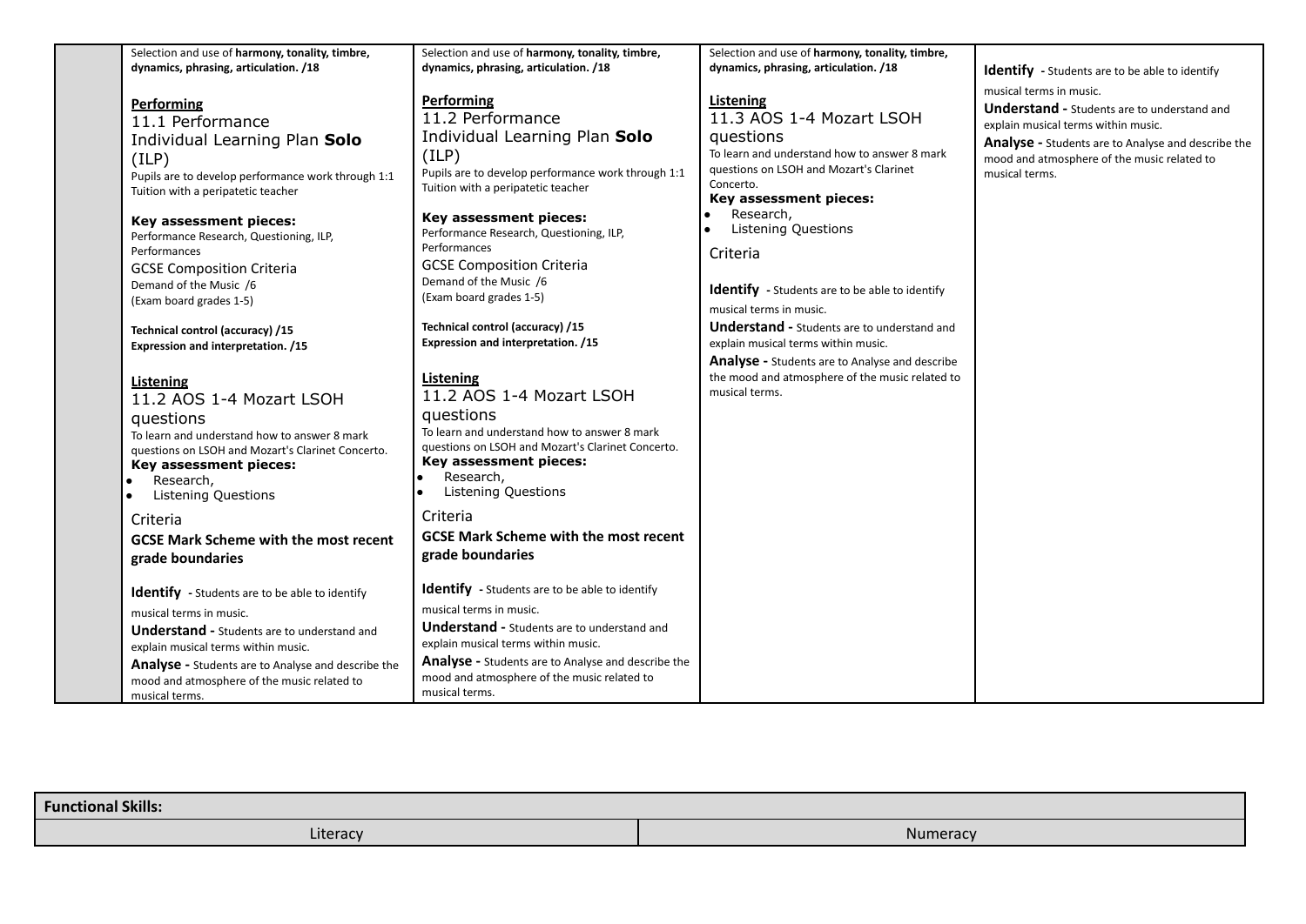| | | | | |
|---|---|---|---|---|
| | Selection and use of **harmony, tonality, timbre, dynamics, phrasing, articulation. /18**<br><br>**Performing**<br>11.1 Performance Individual Learning Plan **Solo** (ILP)<br>Pupils are to develop performance work through 1:1 Tuition with a peripatetic teacher<br><br>**Key assessment pieces:**<br>Performance Research, Questioning, ILP, Performances<br>GCSE Composition Criteria<br>Demand of the Music /6<br>(Exam board grades 1-5)<br><br>**Technical control (accuracy) /15**<br>**Expression and interpretation. /15**<br><br>**Listening**<br>11.2 AOS 1-4 Mozart LSOH questions<br>To learn and understand how to answer 8 mark questions on LSOH and Mozart's Clarinet Concerto.<br>**Key assessment pieces:**<br>• Research,<br>• Listening Questions<br><br>Criteria<br>**GCSE Mark Scheme with the most recent grade boundaries**<br><br>**Identify** - Students are to be able to identify musical terms in music.<br>**Understand** - Students are to understand and explain musical terms within music.<br>**Analyse** - Students are to Analyse and describe the mood and atmosphere of the music related to musical terms. | Selection and use of **harmony, tonality, timbre, dynamics, phrasing, articulation. /18**<br><br>**Performing**<br>11.2 Performance Individual Learning Plan **Solo** (ILP)<br>Pupils are to develop performance work through 1:1 Tuition with a peripatetic teacher<br><br>**Key assessment pieces:**<br>Performance Research, Questioning, ILP, Performances<br>GCSE Composition Criteria<br>Demand of the Music /6<br>(Exam board grades 1-5)<br><br>**Technical control (accuracy) /15**<br>**Expression and interpretation. /15**<br><br>**Listening**<br>11.2 AOS 1-4 Mozart LSOH questions<br>To learn and understand how to answer 8 mark questions on LSOH and Mozart's Clarinet Concerto.<br>**Key assessment pieces:**<br>• Research,<br>• Listening Questions<br><br>Criteria<br>**GCSE Mark Scheme with the most recent grade boundaries**<br><br>**Identify** - Students are to be able to identify musical terms in music.<br>**Understand** - Students are to understand and explain musical terms within music.<br>**Analyse** - Students are to Analyse and describe the mood and atmosphere of the music related to musical terms. | Selection and use of **harmony, tonality, timbre, dynamics, phrasing, articulation. /18**<br><br>**Listening**<br>11.3 AOS 1-4 Mozart LSOH questions<br>To learn and understand how to answer 8 mark questions on LSOH and Mozart's Clarinet Concerto.<br>**Key assessment pieces:**<br>• Research,<br>• Listening Questions<br><br>Criteria<br><br>**Identify** - Students are to be able to identify musical terms in music.<br>**Understand** - Students are to understand and explain musical terms within music.<br>**Analyse** - Students are to Analyse and describe the mood and atmosphere of the music related to musical terms. | **Identify** - Students are to be able to identify musical terms in music.<br>**Understand** - Students are to understand and explain musical terms within music.<br>**Analyse** - Students are to Analyse and describe the mood and atmosphere of the music related to musical terms. |

| **Functional Skills:** | |
|---|---|
| Literacy | Numeracy |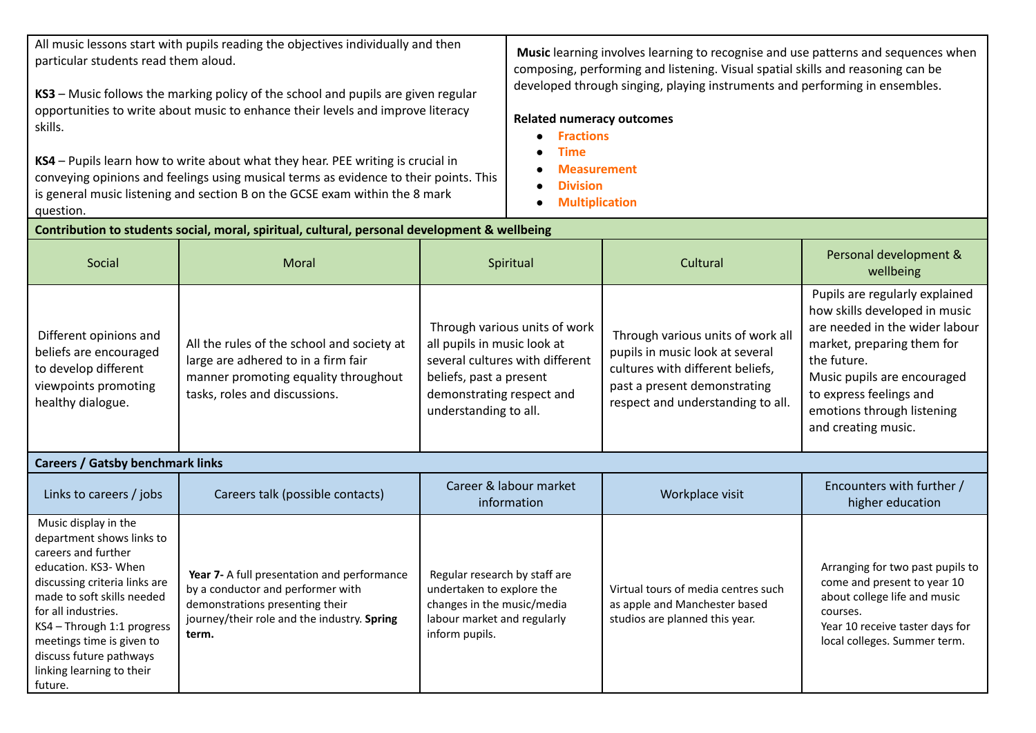All music lessons start with pupils reading the objectives individually and then particular students read them aloud.

**KS3** – Music follows the marking policy of the school and pupils are given regular opportunities to write about music to enhance their levels and improve literacy skills.

**KS4** – Pupils learn how to write about what they hear. PEE writing is crucial in conveying opinions and feelings using musical terms as evidence to their points. This is general music listening and section B on the GCSE exam within the 8 mark question.

**Music** learning involves learning to recognise and use patterns and sequences when composing, performing and listening. Visual spatial skills and reasoning can be developed through singing, playing instruments and performing in ensembles.

**Related numeracy outcomes**

- **Fractions**
- **Time**
- **Measurement**
- **Division**
- **Multiplication**

**Contribution to students social, moral, spiritual, cultural, personal development & wellbeing**

| Social | Moral | Spiritual | Cultural | Personal development & wellbeing |
|---|---|---|---|---|
| Different opinions and beliefs are encouraged to develop different viewpoints promoting healthy dialogue. | All the rules of the school and society at large are adhered to in a firm fair manner promoting equality throughout tasks, roles and discussions. | Through various units of work all pupils in music look at several cultures with different beliefs, past a present demonstrating respect and understanding to all. | Through various units of work all pupils in music look at several cultures with different beliefs, past a present demonstrating respect and understanding to all. | Pupils are regularly explained how skills developed in music are needed in the wider labour market, preparing them for the future.<br>Music pupils are encouraged to express feelings and emotions through listening and creating music. |

**Careers / Gatsby benchmark links**

| Links to careers / jobs | Careers talk (possible contacts) | Career & labour market information | Workplace visit | Encounters with further / higher education |
|---|---|---|---|---|
| Music display in the department shows links to careers and further education. KS3- When discussing criteria links are made to soft skills needed for all industries.<br>KS4 – Through 1:1 progress meetings time is given to discuss future pathways linking learning to their future. | **Year 7-** A full presentation and performance by a conductor and performer with demonstrations presenting their journey/their role and the industry. **Spring term.** | Regular research by staff are undertaken to explore the changes in the music/media labour market and regularly inform pupils. | Virtual tours of media centres such as apple and Manchester based studios are planned this year. | Arranging for two past pupils to come and present to year 10 about college life and music courses.<br>Year 10 receive taster days for local colleges. Summer term. |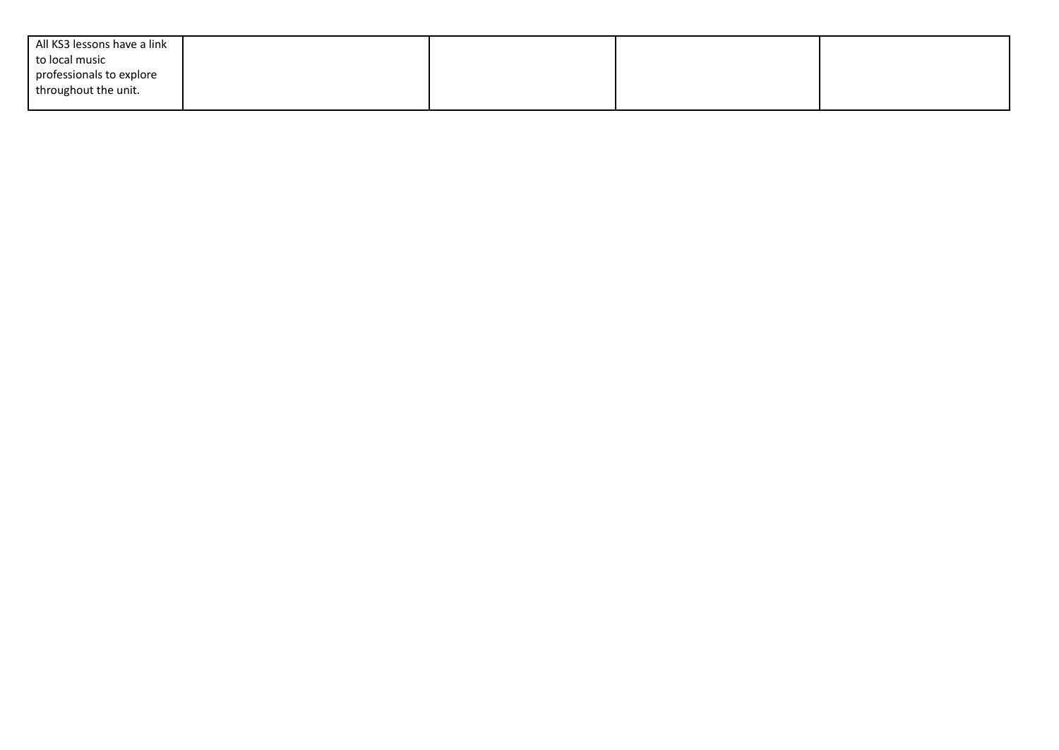| | | | | |
|---|---|---|---|---|
| All KS3 lessons have a link to local music professionals to explore throughout the unit. | | | | |